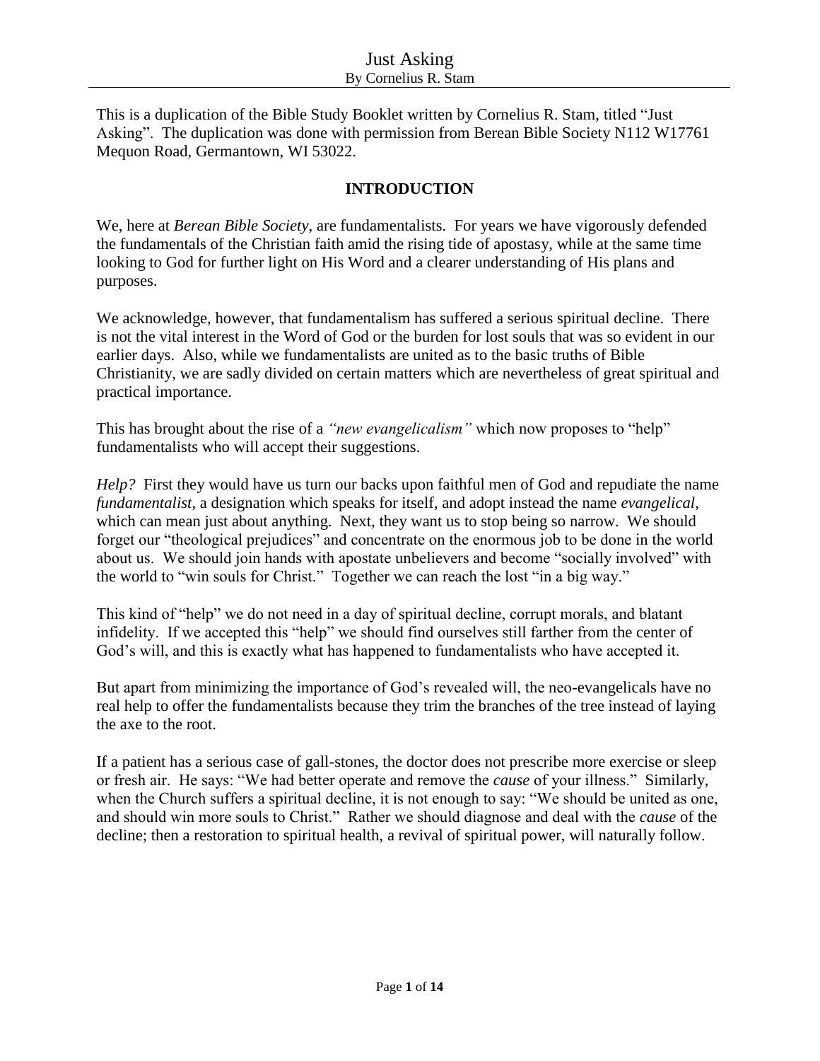This is a duplication of the Bible Study Booklet written by Cornelius R. Stam, titled "Just Asking". The duplication was done with permission from Berean Bible Society N112 W17761 Mequon Road, Germantown, WI 53022.

## INTRODUCTION

We, here at *Berean Bible Society*, are fundamentalists. For years we have vigorously defended the fundamentals of the Christian faith amid the rising tide of apostasy, while at the same time looking to God for further light on His Word and a clearer understanding of His plans and purposes.

We acknowledge, however, that fundamentalism has suffered a serious spiritual decline. There is not the vital interest in the Word of God or the burden for lost souls that was so evident in our earlier days. Also, while we fundamentalists are united as to the basic truths of Bible Christianity, we are sadly divided on certain matters which are nevertheless of great spiritual and practical importance.

This has brought about the rise of a *"new evangelicalism"* which now proposes to "help" fundamentalists who will accept their suggestions.

*Help?* First they would have us turn our backs upon faithful men of God and repudiate the name *fundamentalist*, a designation which speaks for itself, and adopt instead the name *evangelical*, which can mean just about anything. Next, they want us to stop being so narrow. We should forget our "theological prejudices" and concentrate on the enormous job to be done in the world about us. We should join hands with apostate unbelievers and become "socially involved" with the world to "win souls for Christ." Together we can reach the lost "in a big way."

This kind of "help" we do not need in a day of spiritual decline, corrupt morals, and blatant infidelity. If we accepted this "help" we should find ourselves still farther from the center of God's will, and this is exactly what has happened to fundamentalists who have accepted it.

But apart from minimizing the importance of God's revealed will, the neo-evangelicals have no real help to offer the fundamentalists because they trim the branches of the tree instead of laying the axe to the root.

If a patient has a serious case of gall-stones, the doctor does not prescribe more exercise or sleep or fresh air. He says: "We had better operate and remove the *cause* of your illness." Similarly, when the Church suffers a spiritual decline, it is not enough to say: "We should be united as one, and should win more souls to Christ." Rather we should diagnose and deal with the *cause* of the decline; then a restoration to spiritual health, a revival of spiritual power, will naturally follow.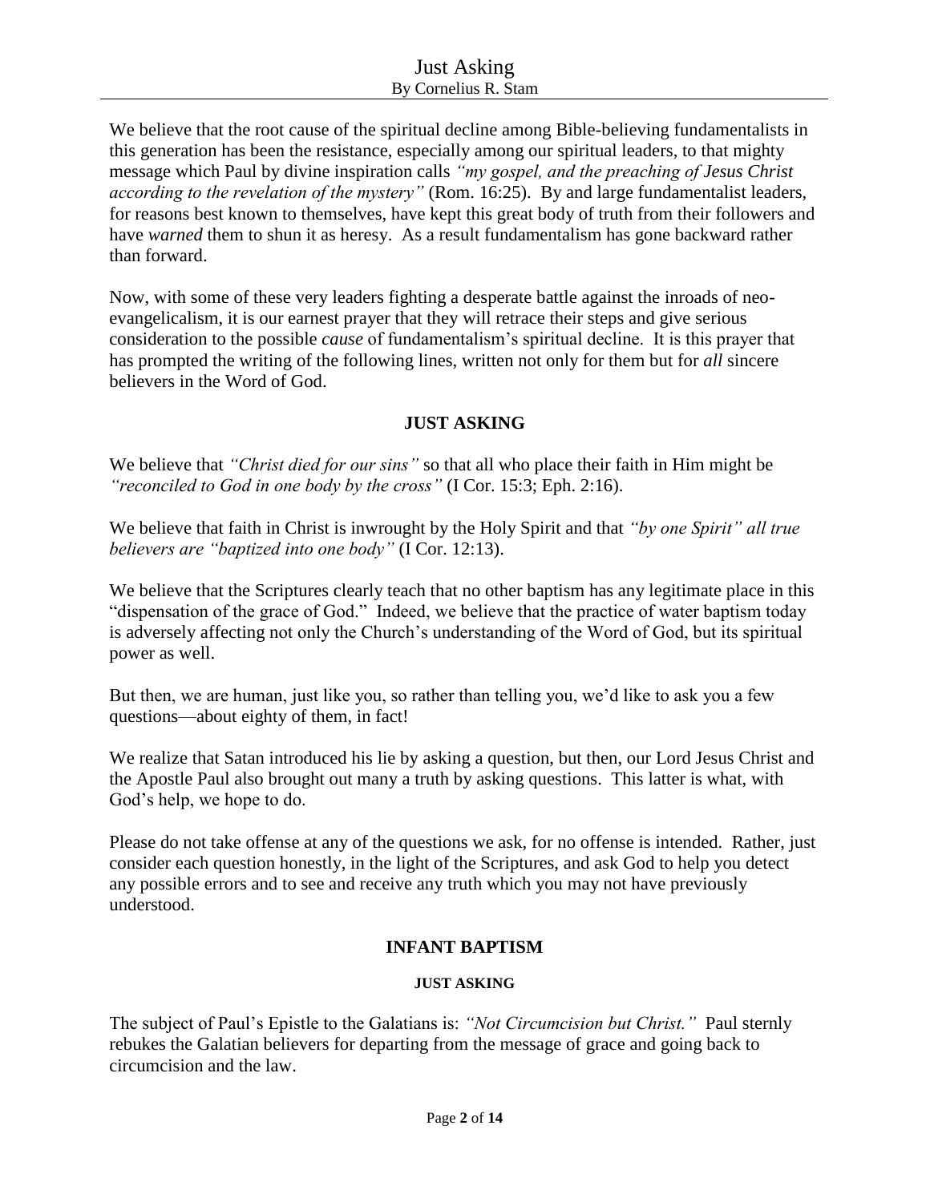We believe that the root cause of the spiritual decline among Bible-believing fundamentalists in this generation has been the resistance, especially among our spiritual leaders, to that mighty message which Paul by divine inspiration calls *"my gospel, and the preaching of Jesus Christ according to the revelation of the mystery"* (Rom. 16:25). By and large fundamentalist leaders, for reasons best known to themselves, have kept this great body of truth from their followers and have *warned* them to shun it as heresy. As a result fundamentalism has gone backward rather than forward.

Now, with some of these very leaders fighting a desperate battle against the inroads of neo-evangelicalism, it is our earnest prayer that they will retrace their steps and give serious consideration to the possible *cause* of fundamentalism's spiritual decline. It is this prayer that has prompted the writing of the following lines, written not only for them but for *all* sincere believers in the Word of God.

## JUST ASKING

We believe that *"Christ died for our sins"* so that all who place their faith in Him might be *"reconciled to God in one body by the cross"* (I Cor. 15:3; Eph. 2:16).

We believe that faith in Christ is inwrought by the Holy Spirit and that *"by one Spirit" all true believers are "baptized into one body"* (I Cor. 12:13).

We believe that the Scriptures clearly teach that no other baptism has any legitimate place in this "dispensation of the grace of God." Indeed, we believe that the practice of water baptism today is adversely affecting not only the Church's understanding of the Word of God, but its spiritual power as well.

But then, we are human, just like you, so rather than telling you, we'd like to ask you a few questions—about eighty of them, in fact!

We realize that Satan introduced his lie by asking a question, but then, our Lord Jesus Christ and the Apostle Paul also brought out many a truth by asking questions. This latter is what, with God's help, we hope to do.

Please do not take offense at any of the questions we ask, for no offense is intended. Rather, just consider each question honestly, in the light of the Scriptures, and ask God to help you detect any possible errors and to see and receive any truth which you may not have previously understood.

## INFANT BAPTISM

### JUST ASKING

The subject of Paul's Epistle to the Galatians is: *"Not Circumcision but Christ."* Paul sternly rebukes the Galatian believers for departing from the message of grace and going back to circumcision and the law.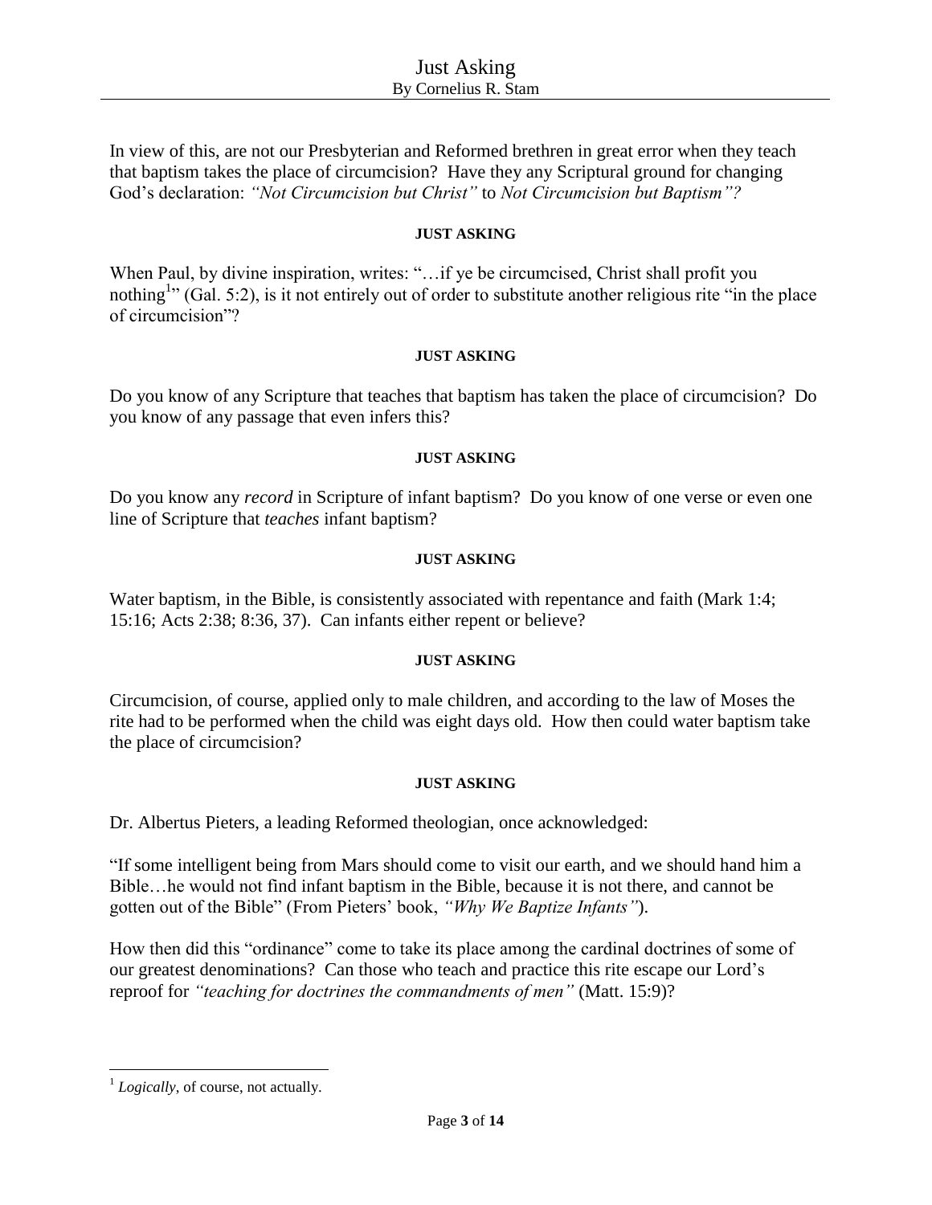In view of this, are not our Presbyterian and Reformed brethren in great error when they teach that baptism takes the place of circumcision? Have they any Scriptural ground for changing God's declaration: *"Not Circumcision but Christ"* to *Not Circumcision but Baptism"?*

**JUST ASKING**

When Paul, by divine inspiration, writes: "…if ye be circumcised, Christ shall profit you nothing[1]" (Gal. 5:2), is it not entirely out of order to substitute another religious rite "in the place of circumcision"?

**JUST ASKING**

Do you know of any Scripture that teaches that baptism has taken the place of circumcision? Do you know of any passage that even infers this?

**JUST ASKING**

Do you know any *record* in Scripture of infant baptism? Do you know of one verse or even one line of Scripture that *teaches* infant baptism?

**JUST ASKING**

Water baptism, in the Bible, is consistently associated with repentance and faith (Mark 1:4; 15:16; Acts 2:38; 8:36, 37). Can infants either repent or believe?

**JUST ASKING**

Circumcision, of course, applied only to male children, and according to the law of Moses the rite had to be performed when the child was eight days old. How then could water baptism take the place of circumcision?

**JUST ASKING**

Dr. Albertus Pieters, a leading Reformed theologian, once acknowledged:

"If some intelligent being from Mars should come to visit our earth, and we should hand him a Bible…he would not find infant baptism in the Bible, because it is not there, and cannot be gotten out of the Bible" (From Pieters' book, *"Why We Baptize Infants"*).

How then did this "ordinance" come to take its place among the cardinal doctrines of some of our greatest denominations? Can those who teach and practice this rite escape our Lord's reproof for *"teaching for doctrines the commandments of men"* (Matt. 15:9)?

---

[1] *Logically*, of course, not actually.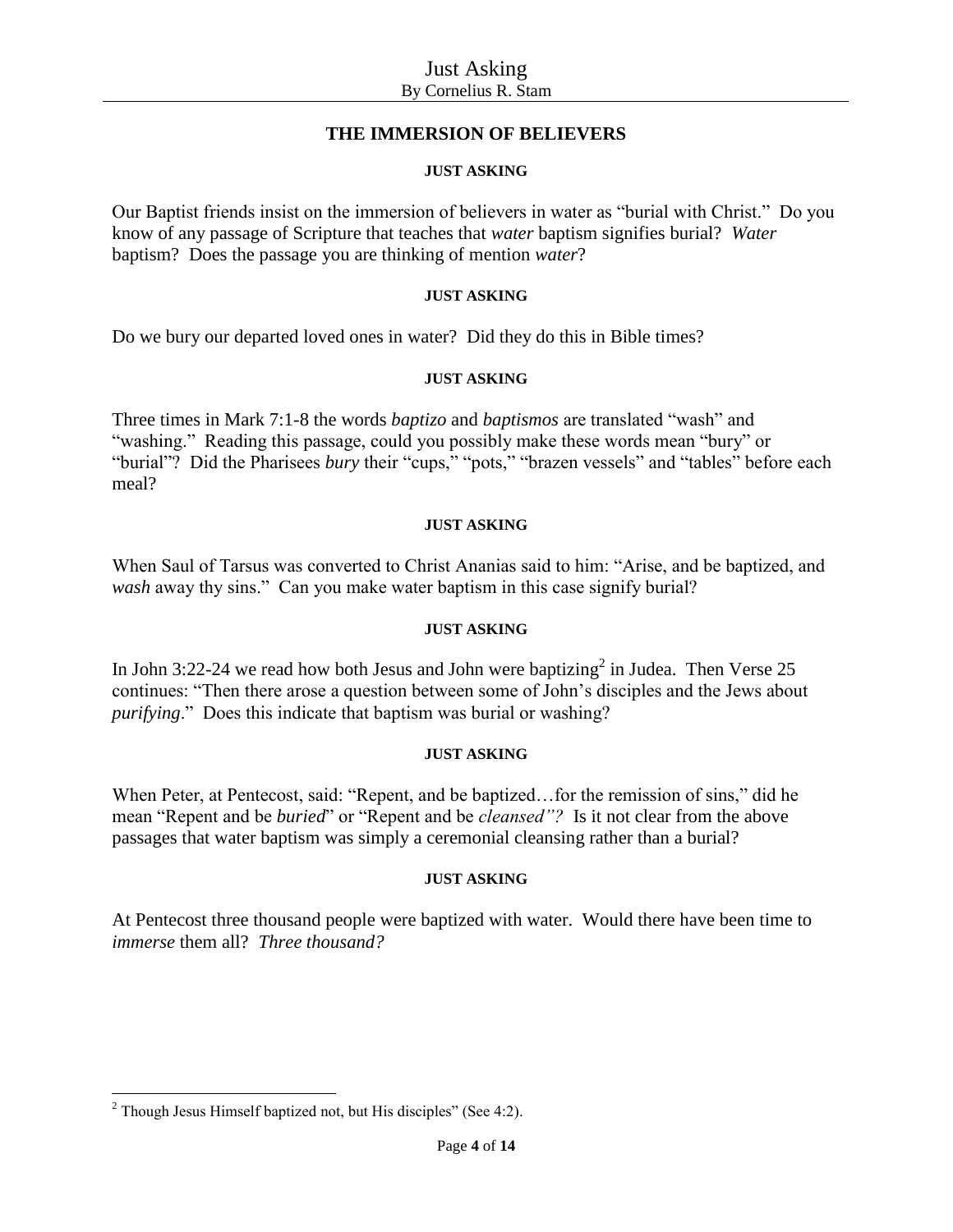## THE IMMERSION OF BELIEVERS

#### JUST ASKING

Our Baptist friends insist on the immersion of believers in water as "burial with Christ." Do you know of any passage of Scripture that teaches that *water* baptism signifies burial? *Water* baptism? Does the passage you are thinking of mention *water*?

#### JUST ASKING

Do we bury our departed loved ones in water? Did they do this in Bible times?

#### JUST ASKING

Three times in Mark 7:1-8 the words *baptizo* and *baptismos* are translated "wash" and "washing." Reading this passage, could you possibly make these words mean "bury" or "burial"? Did the Pharisees *bury* their "cups," "pots," "brazen vessels" and "tables" before each meal?

#### JUST ASKING

When Saul of Tarsus was converted to Christ Ananias said to him: "Arise, and be baptized, and *wash* away thy sins." Can you make water baptism in this case signify burial?

#### JUST ASKING

In John 3:22-24 we read how both Jesus and John were baptizing[2] in Judea. Then Verse 25 continues: "Then there arose a question between some of John's disciples and the Jews about *purifying*." Does this indicate that baptism was burial or washing?

#### JUST ASKING

When Peter, at Pentecost, said: "Repent, and be baptized…for the remission of sins," did he mean "Repent and be *buried*" or "Repent and be *cleansed"?* Is it not clear from the above passages that water baptism was simply a ceremonial cleansing rather than a burial?

#### JUST ASKING

At Pentecost three thousand people were baptized with water. Would there have been time to *immerse* them all? *Three thousand?*

---

[2] Though Jesus Himself baptized not, but His disciples" (See 4:2).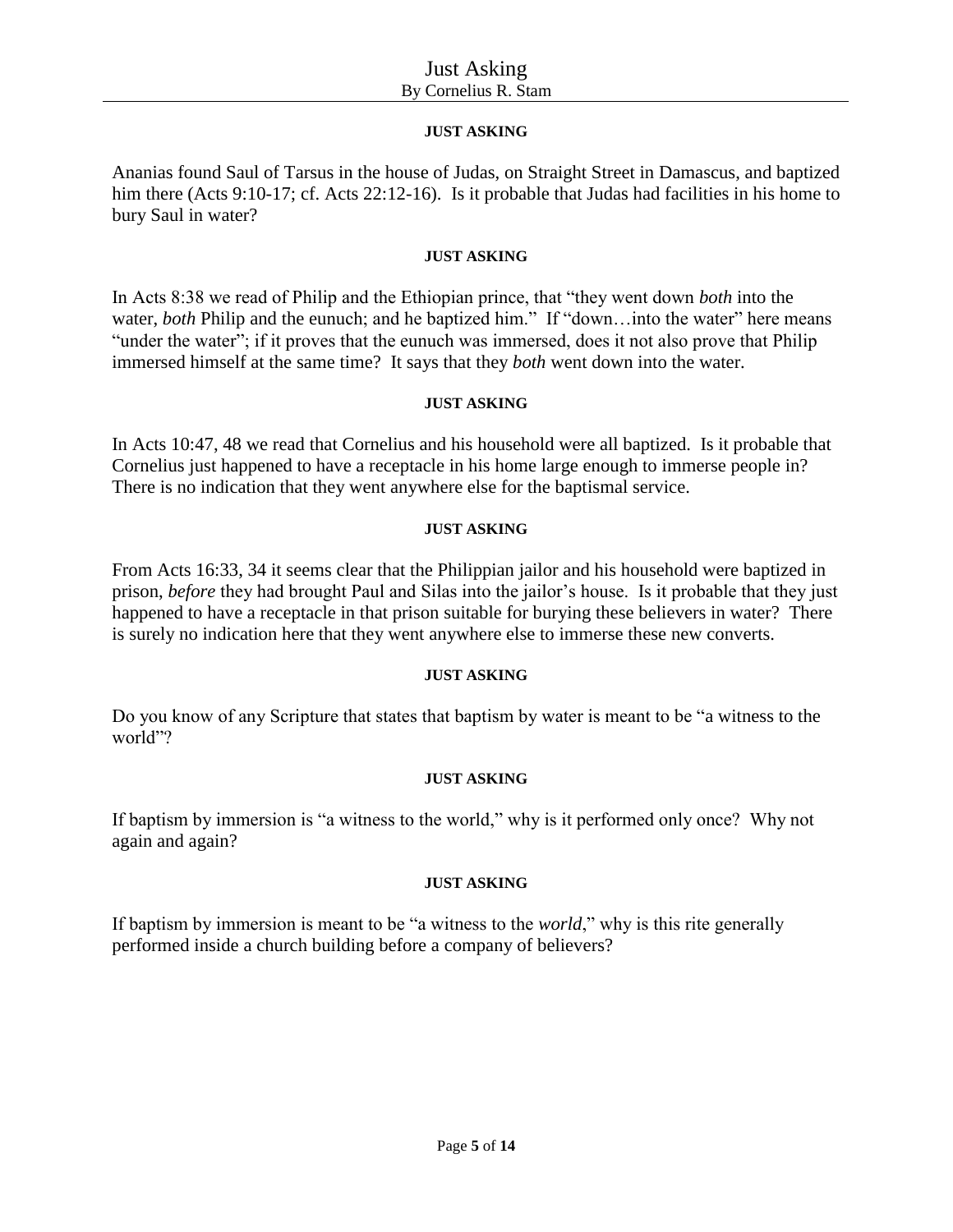**JUST ASKING**

Ananias found Saul of Tarsus in the house of Judas, on Straight Street in Damascus, and baptized him there (Acts 9:10-17; cf. Acts 22:12-16). Is it probable that Judas had facilities in his home to bury Saul in water?

**JUST ASKING**

In Acts 8:38 we read of Philip and the Ethiopian prince, that "they went down *both* into the water, *both* Philip and the eunuch; and he baptized him." If "down…into the water" here means "under the water"; if it proves that the eunuch was immersed, does it not also prove that Philip immersed himself at the same time? It says that they *both* went down into the water.

**JUST ASKING**

In Acts 10:47, 48 we read that Cornelius and his household were all baptized. Is it probable that Cornelius just happened to have a receptacle in his home large enough to immerse people in? There is no indication that they went anywhere else for the baptismal service.

**JUST ASKING**

From Acts 16:33, 34 it seems clear that the Philippian jailor and his household were baptized in prison, *before* they had brought Paul and Silas into the jailor's house. Is it probable that they just happened to have a receptacle in that prison suitable for burying these believers in water? There is surely no indication here that they went anywhere else to immerse these new converts.

**JUST ASKING**

Do you know of any Scripture that states that baptism by water is meant to be "a witness to the world"?

**JUST ASKING**

If baptism by immersion is "a witness to the world," why is it performed only once? Why not again and again?

**JUST ASKING**

If baptism by immersion is meant to be "a witness to the *world*," why is this rite generally performed inside a church building before a company of believers?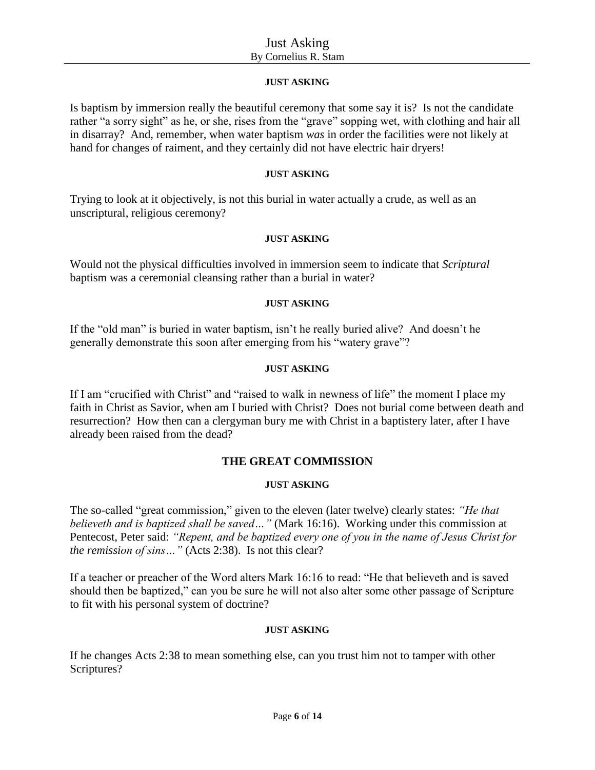**JUST ASKING**

Is baptism by immersion really the beautiful ceremony that some say it is? Is not the candidate rather "a sorry sight" as he, or she, rises from the "grave" sopping wet, with clothing and hair all in disarray? And, remember, when water baptism *was* in order the facilities were not likely at hand for changes of raiment, and they certainly did not have electric hair dryers!

**JUST ASKING**

Trying to look at it objectively, is not this burial in water actually a crude, as well as an unscriptural, religious ceremony?

**JUST ASKING**

Would not the physical difficulties involved in immersion seem to indicate that *Scriptural* baptism was a ceremonial cleansing rather than a burial in water?

**JUST ASKING**

If the "old man" is buried in water baptism, isn't he really buried alive? And doesn't he generally demonstrate this soon after emerging from his "watery grave"?

**JUST ASKING**

If I am "crucified with Christ" and "raised to walk in newness of life" the moment I place my faith in Christ as Savior, when am I buried with Christ? Does not burial come between death and resurrection? How then can a clergyman bury me with Christ in a baptistery later, after I have already been raised from the dead?

## THE GREAT COMMISSION

**JUST ASKING**

The so-called "great commission," given to the eleven (later twelve) clearly states: *"He that believeth and is baptized shall be saved…"* (Mark 16:16). Working under this commission at Pentecost, Peter said: *"Repent, and be baptized every one of you in the name of Jesus Christ for the remission of sins…"* (Acts 2:38). Is not this clear?

If a teacher or preacher of the Word alters Mark 16:16 to read: "He that believeth and is saved should then be baptized," can you be sure he will not also alter some other passage of Scripture to fit with his personal system of doctrine?

**JUST ASKING**

If he changes Acts 2:38 to mean something else, can you trust him not to tamper with other Scriptures?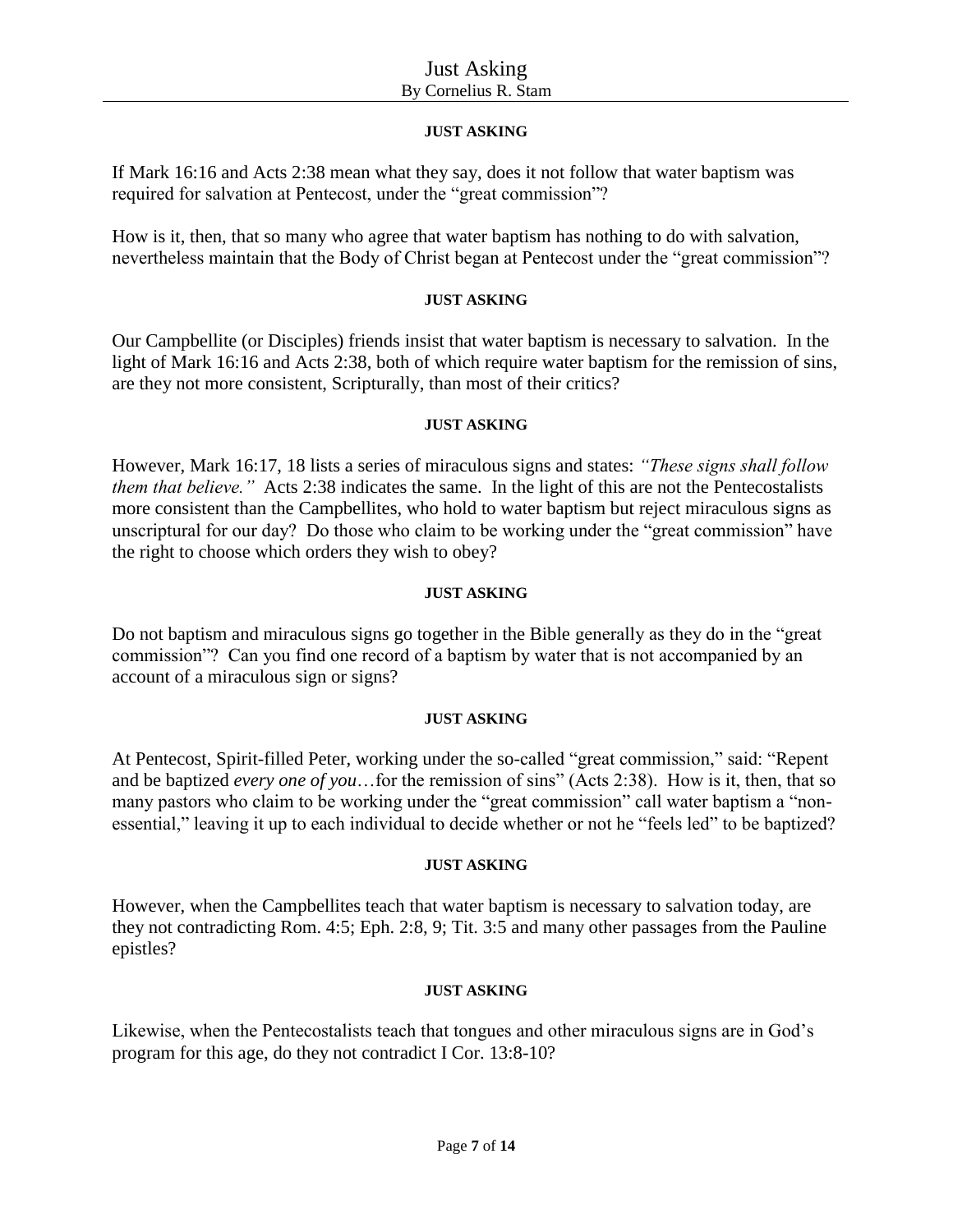#### JUST ASKING

If Mark 16:16 and Acts 2:38 mean what they say, does it not follow that water baptism was required for salvation at Pentecost, under the "great commission"?

How is it, then, that so many who agree that water baptism has nothing to do with salvation, nevertheless maintain that the Body of Christ began at Pentecost under the "great commission"?

#### JUST ASKING

Our Campbellite (or Disciples) friends insist that water baptism is necessary to salvation. In the light of Mark 16:16 and Acts 2:38, both of which require water baptism for the remission of sins, are they not more consistent, Scripturally, than most of their critics?

#### JUST ASKING

However, Mark 16:17, 18 lists a series of miraculous signs and states: *"These signs shall follow them that believe."* Acts 2:38 indicates the same. In the light of this are not the Pentecostalists more consistent than the Campbellites, who hold to water baptism but reject miraculous signs as unscriptural for our day? Do those who claim to be working under the "great commission" have the right to choose which orders they wish to obey?

#### JUST ASKING

Do not baptism and miraculous signs go together in the Bible generally as they do in the "great commission"? Can you find one record of a baptism by water that is not accompanied by an account of a miraculous sign or signs?

#### JUST ASKING

At Pentecost, Spirit-filled Peter, working under the so-called "great commission," said: "Repent and be baptized *every one of you*…for the remission of sins" (Acts 2:38). How is it, then, that so many pastors who claim to be working under the "great commission" call water baptism a "non-essential," leaving it up to each individual to decide whether or not he "feels led" to be baptized?

#### JUST ASKING

However, when the Campbellites teach that water baptism is necessary to salvation today, are they not contradicting Rom. 4:5; Eph. 2:8, 9; Tit. 3:5 and many other passages from the Pauline epistles?

#### JUST ASKING

Likewise, when the Pentecostalists teach that tongues and other miraculous signs are in God's program for this age, do they not contradict I Cor. 13:8-10?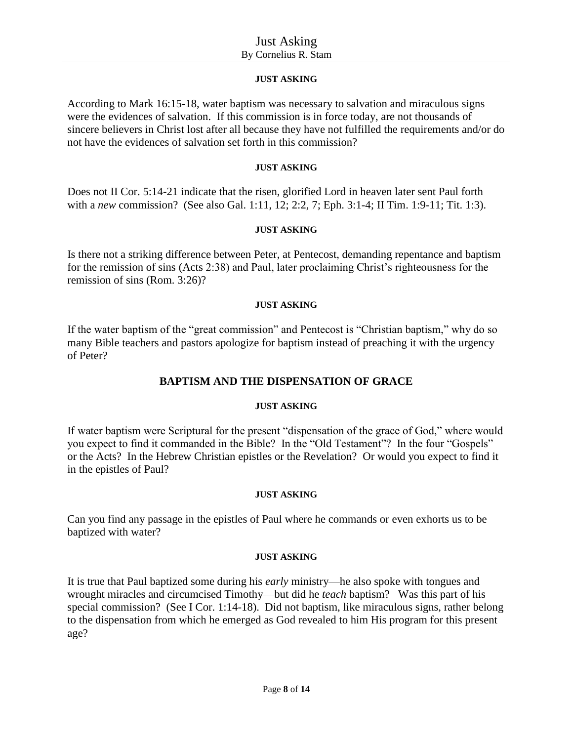**JUST ASKING**

According to Mark 16:15-18, water baptism was necessary to salvation and miraculous signs were the evidences of salvation. If this commission is in force today, are not thousands of sincere believers in Christ lost after all because they have not fulfilled the requirements and/or do not have the evidences of salvation set forth in this commission?

**JUST ASKING**

Does not II Cor. 5:14-21 indicate that the risen, glorified Lord in heaven later sent Paul forth with a *new* commission? (See also Gal. 1:11, 12; 2:2, 7; Eph. 3:1-4; II Tim. 1:9-11; Tit. 1:3).

**JUST ASKING**

Is there not a striking difference between Peter, at Pentecost, demanding repentance and baptism for the remission of sins (Acts 2:38) and Paul, later proclaiming Christ's righteousness for the remission of sins (Rom. 3:26)?

**JUST ASKING**

If the water baptism of the "great commission" and Pentecost is "Christian baptism," why do so many Bible teachers and pastors apologize for baptism instead of preaching it with the urgency of Peter?

## BAPTISM AND THE DISPENSATION OF GRACE

**JUST ASKING**

If water baptism were Scriptural for the present "dispensation of the grace of God," where would you expect to find it commanded in the Bible? In the "Old Testament"? In the four "Gospels" or the Acts? In the Hebrew Christian epistles or the Revelation? Or would you expect to find it in the epistles of Paul?

**JUST ASKING**

Can you find any passage in the epistles of Paul where he commands or even exhorts us to be baptized with water?

**JUST ASKING**

It is true that Paul baptized some during his *early* ministry—he also spoke with tongues and wrought miracles and circumcised Timothy—but did he *teach* baptism? Was this part of his special commission? (See I Cor. 1:14-18). Did not baptism, like miraculous signs, rather belong to the dispensation from which he emerged as God revealed to him His program for this present age?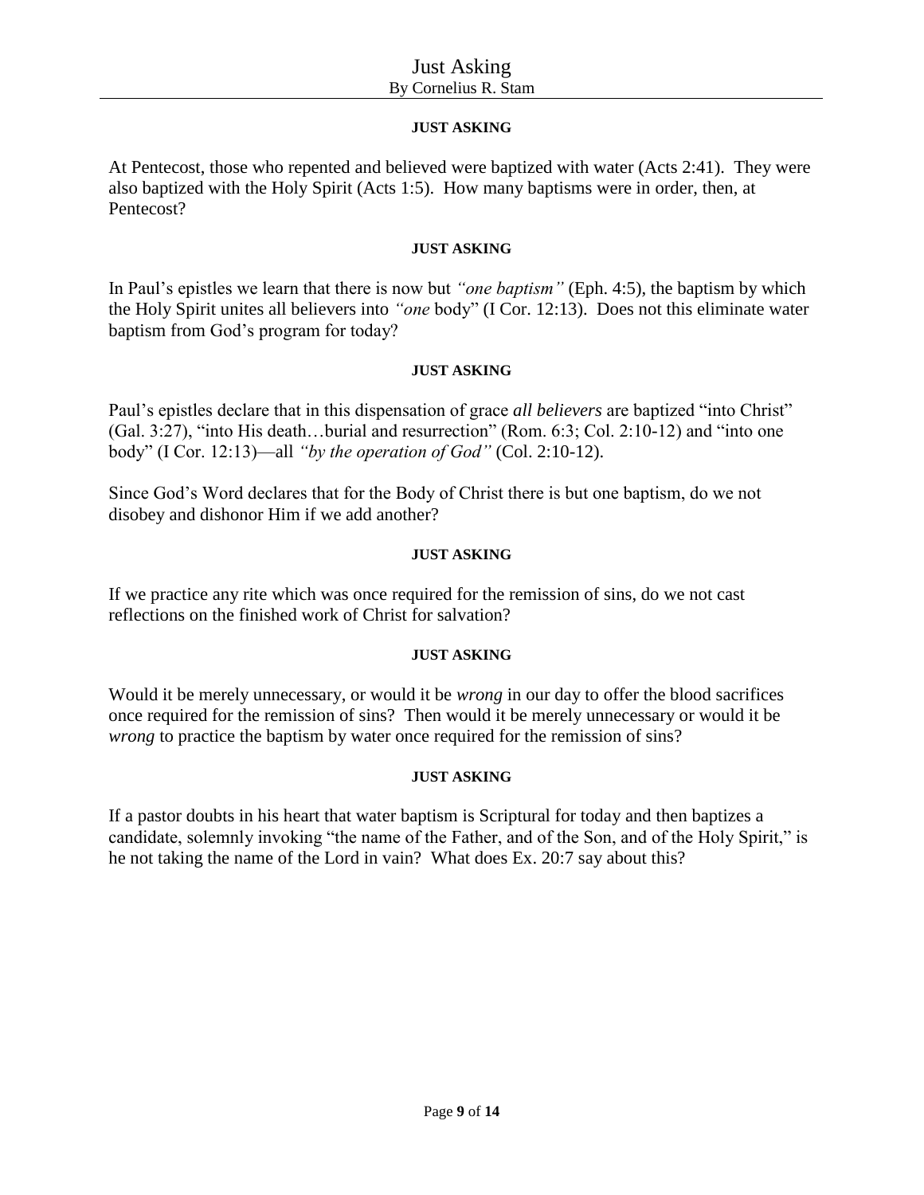**JUST ASKING**

At Pentecost, those who repented and believed were baptized with water (Acts 2:41). They were also baptized with the Holy Spirit (Acts 1:5). How many baptisms were in order, then, at Pentecost?

**JUST ASKING**

In Paul's epistles we learn that there is now but *"one baptism"* (Eph. 4:5), the baptism by which the Holy Spirit unites all believers into *"one* body" (I Cor. 12:13). Does not this eliminate water baptism from God's program for today?

**JUST ASKING**

Paul's epistles declare that in this dispensation of grace *all believers* are baptized "into Christ" (Gal. 3:27), "into His death…burial and resurrection" (Rom. 6:3; Col. 2:10-12) and "into one body" (I Cor. 12:13)—all *"by the operation of God"* (Col. 2:10-12).

Since God's Word declares that for the Body of Christ there is but one baptism, do we not disobey and dishonor Him if we add another?

**JUST ASKING**

If we practice any rite which was once required for the remission of sins, do we not cast reflections on the finished work of Christ for salvation?

**JUST ASKING**

Would it be merely unnecessary, or would it be *wrong* in our day to offer the blood sacrifices once required for the remission of sins? Then would it be merely unnecessary or would it be *wrong* to practice the baptism by water once required for the remission of sins?

**JUST ASKING**

If a pastor doubts in his heart that water baptism is Scriptural for today and then baptizes a candidate, solemnly invoking "the name of the Father, and of the Son, and of the Holy Spirit," is he not taking the name of the Lord in vain? What does Ex. 20:7 say about this?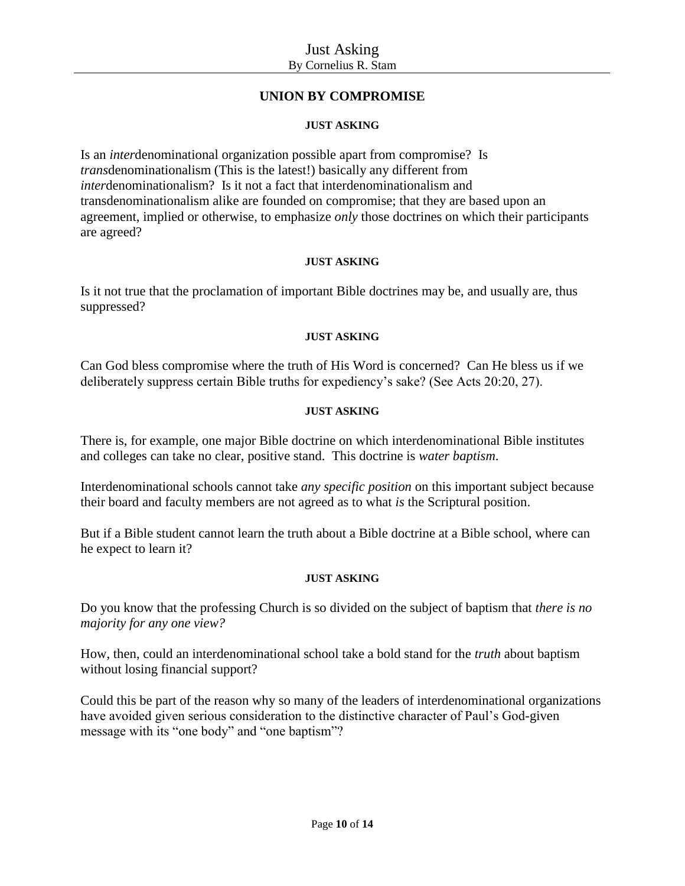## UNION BY COMPROMISE

#### JUST ASKING

Is an *inter*denominational organization possible apart from compromise? Is *trans*denominationalism (This is the latest!) basically any different from *inter*denominationalism? Is it not a fact that interdenominationalism and transdenominationalism alike are founded on compromise; that they are based upon an agreement, implied or otherwise, to emphasize *only* those doctrines on which their participants are agreed?

#### JUST ASKING

Is it not true that the proclamation of important Bible doctrines may be, and usually are, thus suppressed?

#### JUST ASKING

Can God bless compromise where the truth of His Word is concerned? Can He bless us if we deliberately suppress certain Bible truths for expediency's sake? (See Acts 20:20, 27).

#### JUST ASKING

There is, for example, one major Bible doctrine on which interdenominational Bible institutes and colleges can take no clear, positive stand. This doctrine is *water baptism*.

Interdenominational schools cannot take *any specific position* on this important subject because their board and faculty members are not agreed as to what *is* the Scriptural position.

But if a Bible student cannot learn the truth about a Bible doctrine at a Bible school, where can he expect to learn it?

#### JUST ASKING

Do you know that the professing Church is so divided on the subject of baptism that *there is no majority for any one view?*

How, then, could an interdenominational school take a bold stand for the *truth* about baptism without losing financial support?

Could this be part of the reason why so many of the leaders of interdenominational organizations have avoided given serious consideration to the distinctive character of Paul's God-given message with its "one body" and "one baptism"?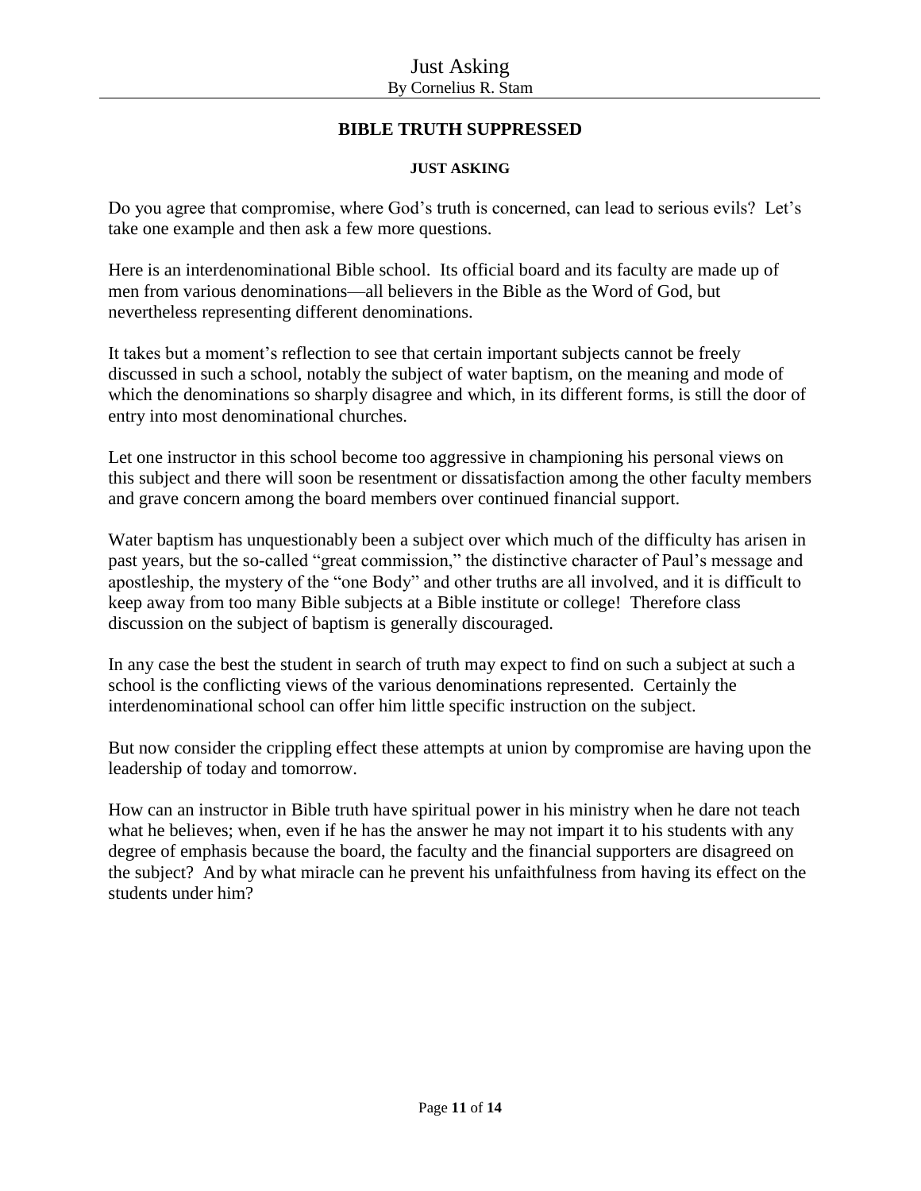## BIBLE TRUTH SUPPRESSED

### JUST ASKING

Do you agree that compromise, where God's truth is concerned, can lead to serious evils? Let's take one example and then ask a few more questions.

Here is an interdenominational Bible school. Its official board and its faculty are made up of men from various denominations—all believers in the Bible as the Word of God, but nevertheless representing different denominations.

It takes but a moment's reflection to see that certain important subjects cannot be freely discussed in such a school, notably the subject of water baptism, on the meaning and mode of which the denominations so sharply disagree and which, in its different forms, is still the door of entry into most denominational churches.

Let one instructor in this school become too aggressive in championing his personal views on this subject and there will soon be resentment or dissatisfaction among the other faculty members and grave concern among the board members over continued financial support.

Water baptism has unquestionably been a subject over which much of the difficulty has arisen in past years, but the so-called "great commission," the distinctive character of Paul's message and apostleship, the mystery of the "one Body" and other truths are all involved, and it is difficult to keep away from too many Bible subjects at a Bible institute or college! Therefore class discussion on the subject of baptism is generally discouraged.

In any case the best the student in search of truth may expect to find on such a subject at such a school is the conflicting views of the various denominations represented. Certainly the interdenominational school can offer him little specific instruction on the subject.

But now consider the crippling effect these attempts at union by compromise are having upon the leadership of today and tomorrow.

How can an instructor in Bible truth have spiritual power in his ministry when he dare not teach what he believes; when, even if he has the answer he may not impart it to his students with any degree of emphasis because the board, the faculty and the financial supporters are disagreed on the subject? And by what miracle can he prevent his unfaithfulness from having its effect on the students under him?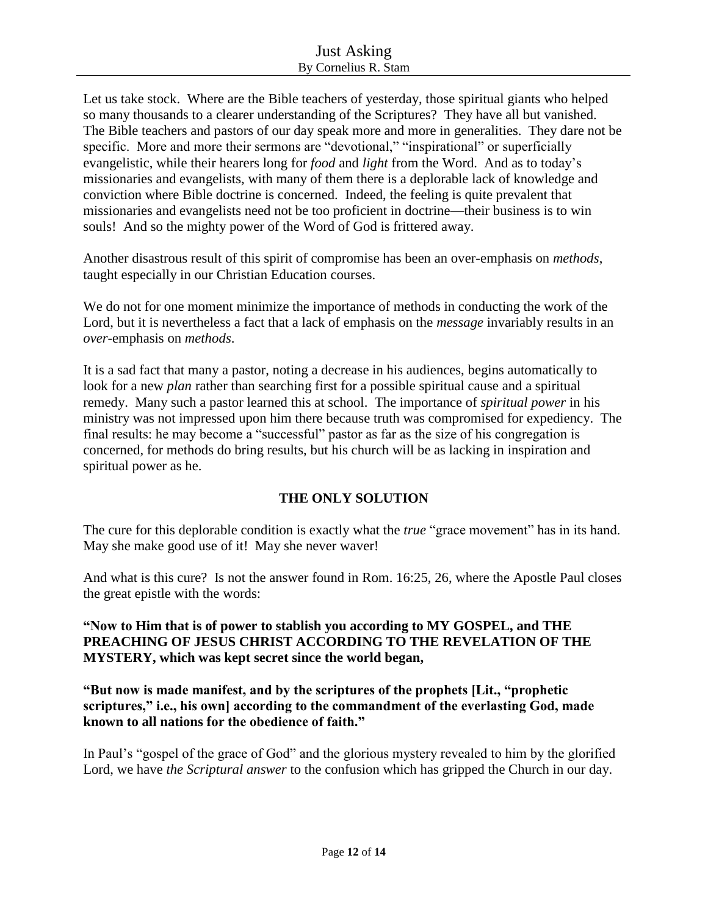Let us take stock. Where are the Bible teachers of yesterday, those spiritual giants who helped so many thousands to a clearer understanding of the Scriptures? They have all but vanished. The Bible teachers and pastors of our day speak more and more in generalities. They dare not be specific. More and more their sermons are "devotional," "inspirational" or superficially evangelistic, while their hearers long for *food* and *light* from the Word. And as to today's missionaries and evangelists, with many of them there is a deplorable lack of knowledge and conviction where Bible doctrine is concerned. Indeed, the feeling is quite prevalent that missionaries and evangelists need not be too proficient in doctrine—their business is to win souls! And so the mighty power of the Word of God is frittered away.

Another disastrous result of this spirit of compromise has been an over-emphasis on *methods*, taught especially in our Christian Education courses.

We do not for one moment minimize the importance of methods in conducting the work of the Lord, but it is nevertheless a fact that a lack of emphasis on the *message* invariably results in an *over*-emphasis on *methods*.

It is a sad fact that many a pastor, noting a decrease in his audiences, begins automatically to look for a new *plan* rather than searching first for a possible spiritual cause and a spiritual remedy. Many such a pastor learned this at school. The importance of *spiritual power* in his ministry was not impressed upon him there because truth was compromised for expediency. The final results: he may become a "successful" pastor as far as the size of his congregation is concerned, for methods do bring results, but his church will be as lacking in inspiration and spiritual power as he.

## THE ONLY SOLUTION

The cure for this deplorable condition is exactly what the *true* "grace movement" has in its hand. May she make good use of it! May she never waver!

And what is this cure? Is not the answer found in Rom. 16:25, 26, where the Apostle Paul closes the great epistle with the words:

**"Now to Him that is of power to stablish you according to MY GOSPEL, and THE PREACHING OF JESUS CHRIST ACCORDING TO THE REVELATION OF THE MYSTERY, which was kept secret since the world began,**

**"But now is made manifest, and by the scriptures of the prophets [Lit., "prophetic scriptures," i.e., his own] according to the commandment of the everlasting God, made known to all nations for the obedience of faith."**

In Paul's "gospel of the grace of God" and the glorious mystery revealed to him by the glorified Lord, we have *the Scriptural answer* to the confusion which has gripped the Church in our day.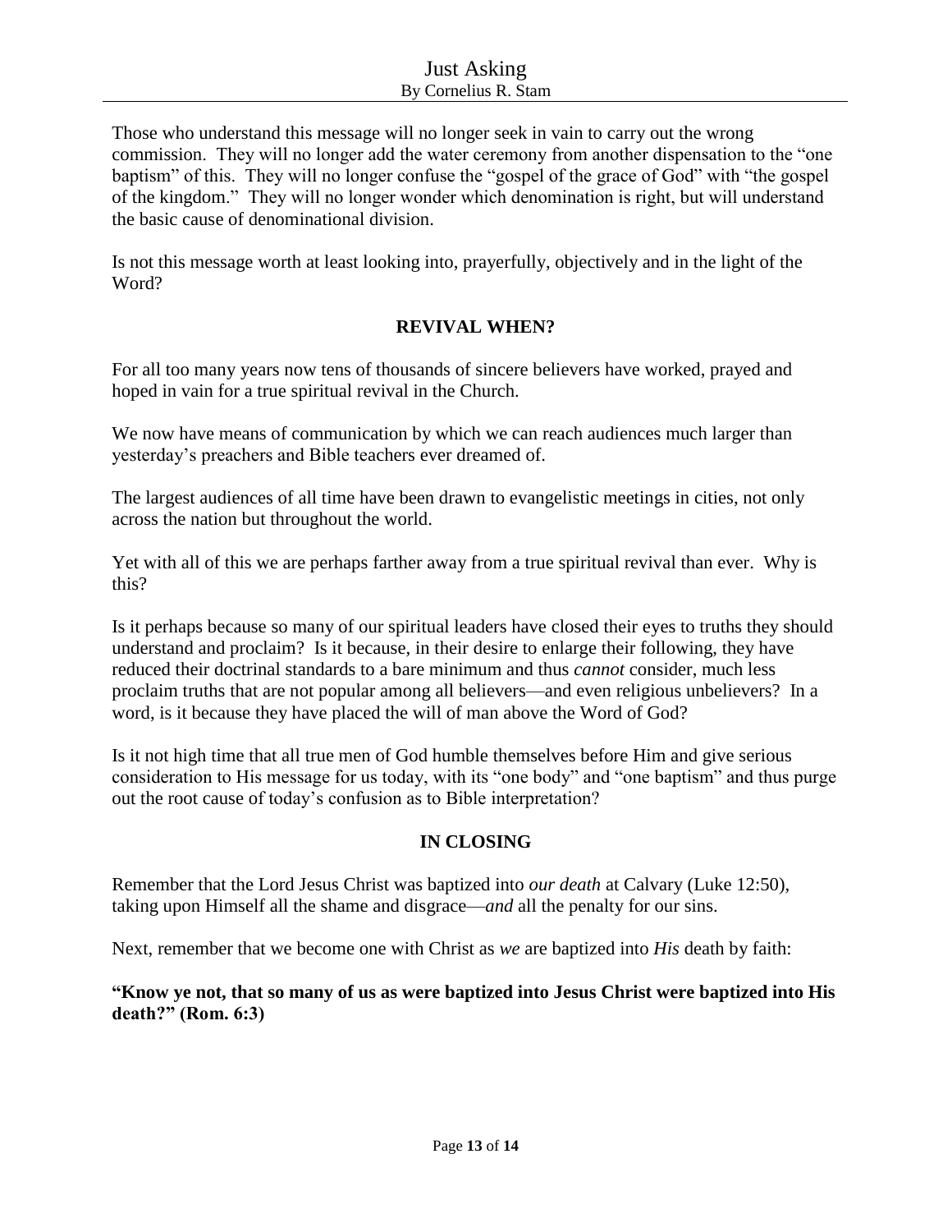Those who understand this message will no longer seek in vain to carry out the wrong commission. They will no longer add the water ceremony from another dispensation to the "one baptism" of this. They will no longer confuse the "gospel of the grace of God" with "the gospel of the kingdom." They will no longer wonder which denomination is right, but will understand the basic cause of denominational division.

Is not this message worth at least looking into, prayerfully, objectively and in the light of the Word?

## REVIVAL WHEN?

For all too many years now tens of thousands of sincere believers have worked, prayed and hoped in vain for a true spiritual revival in the Church.

We now have means of communication by which we can reach audiences much larger than yesterday's preachers and Bible teachers ever dreamed of.

The largest audiences of all time have been drawn to evangelistic meetings in cities, not only across the nation but throughout the world.

Yet with all of this we are perhaps farther away from a true spiritual revival than ever. Why is this?

Is it perhaps because so many of our spiritual leaders have closed their eyes to truths they should understand and proclaim? Is it because, in their desire to enlarge their following, they have reduced their doctrinal standards to a bare minimum and thus *cannot* consider, much less proclaim truths that are not popular among all believers—and even religious unbelievers? In a word, is it because they have placed the will of man above the Word of God?

Is it not high time that all true men of God humble themselves before Him and give serious consideration to His message for us today, with its "one body" and "one baptism" and thus purge out the root cause of today's confusion as to Bible interpretation?

## IN CLOSING

Remember that the Lord Jesus Christ was baptized into *our death* at Calvary (Luke 12:50), taking upon Himself all the shame and disgrace—*and* all the penalty for our sins.

Next, remember that we become one with Christ as *we* are baptized into *His* death by faith:

**"Know ye not, that so many of us as were baptized into Jesus Christ were baptized into His death?" (Rom. 6:3)**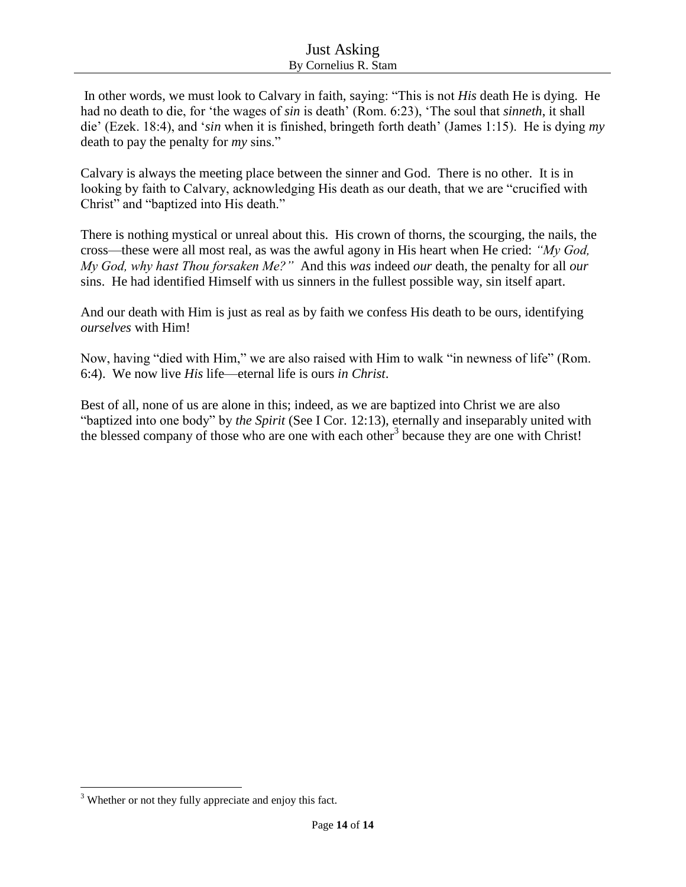In other words, we must look to Calvary in faith, saying: "This is not *His* death He is dying. He had no death to die, for 'the wages of *sin* is death' (Rom. 6:23), 'The soul that *sinneth*, it shall die' (Ezek. 18:4), and '*sin* when it is finished, bringeth forth death' (James 1:15). He is dying *my* death to pay the penalty for *my* sins."

Calvary is always the meeting place between the sinner and God. There is no other. It is in looking by faith to Calvary, acknowledging His death as our death, that we are "crucified with Christ" and "baptized into His death."

There is nothing mystical or unreal about this. His crown of thorns, the scourging, the nails, the cross—these were all most real, as was the awful agony in His heart when He cried: *"My God, My God, why hast Thou forsaken Me?"* And this *was* indeed *our* death, the penalty for all *our* sins. He had identified Himself with us sinners in the fullest possible way, sin itself apart.

And our death with Him is just as real as by faith we confess His death to be ours, identifying *ourselves* with Him!

Now, having "died with Him," we are also raised with Him to walk "in newness of life" (Rom. 6:4). We now live *His* life—eternal life is ours *in Christ*.

Best of all, none of us are alone in this; indeed, as we are baptized into Christ we are also "baptized into one body" by *the Spirit* (See I Cor. 12:13), eternally and inseparably united with the blessed company of those who are one with each other[3] because they are one with Christ!

---

[3] Whether or not they fully appreciate and enjoy this fact.